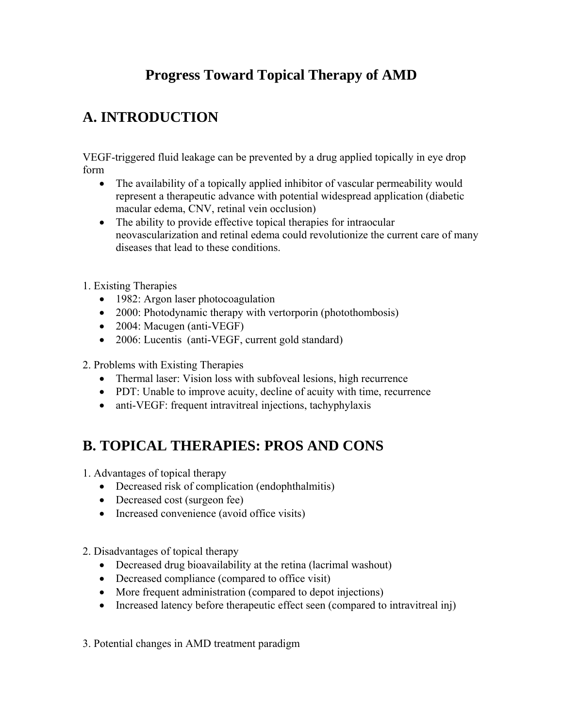# Progress Toward Topical Therapy of AMD

## A. INTRODUCTION

VEGF-triggered fluid leakage can be prevented by a drug applied topically in eye drop form

- The availability of a topically applied inhibitor of vascular permeability would represent a therapeutic advance with potential widespread application (diabetic macular edema, CNV, retinal vein occlusion)
- The ability to provide effective topical therapies for intraocular neovascularization and retinal edema could revolutionize the current care of many diseases that lead to these conditions.

1. Existing Therapies
   - 1982: Argon laser photocoagulation
   - 2000: Photodynamic therapy with vertorporin (photothombosis)
   - 2004: Macugen (anti-VEGF)
   - 2006: Lucentis (anti-VEGF, current gold standard)

2. Problems with Existing Therapies
   - Thermal laser: Vision loss with subfoveal lesions, high recurrence
   - PDT: Unable to improve acuity, decline of acuity with time, recurrence
   - anti-VEGF: frequent intravitreal injections, tachyphylaxis

## B. TOPICAL THERAPIES: PROS AND CONS

1. Advantages of topical therapy
   - Decreased risk of complication (endophthalmitis)
   - Decreased cost (surgeon fee)
   - Increased convenience (avoid office visits)

2. Disadvantages of topical therapy
   - Decreased drug bioavailability at the retina (lacrimal washout)
   - Decreased compliance (compared to office visit)
   - More frequent administration (compared to depot injections)
   - Increased latency before therapeutic effect seen (compared to intravitreal inj)

3. Potential changes in AMD treatment paradigm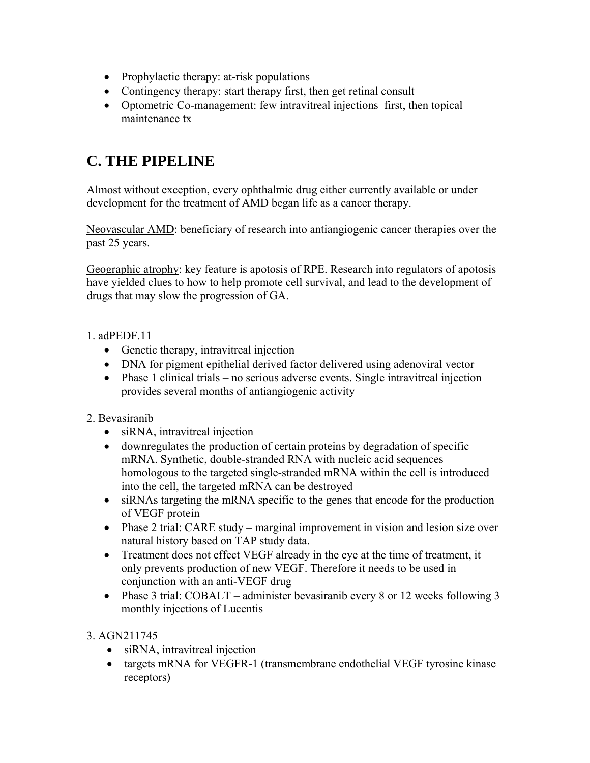- Prophylactic therapy: at-risk populations
- Contingency therapy: start therapy first, then get retinal consult
- Optometric Co-management: few intravitreal injections  first, then topical maintenance tx

## C. THE PIPELINE

Almost without exception, every ophthalmic drug either currently available or under development for the treatment of AMD began life as a cancer therapy.

<u>Neovascular AMD</u>: beneficiary of research into antiangiogenic cancer therapies over the past 25 years.

<u>Geographic atrophy</u>: key feature is apoptosis of RPE. Research into regulators of apoptosis have yielded clues to how to help promote cell survival, and lead to the development of drugs that may slow the progression of GA.

1. adPEDF.11
    - Genetic therapy, intravitreal injection
    - DNA for pigment epithelial derived factor delivered using adenoviral vector
    - Phase 1 clinical trials – no serious adverse events. Single intravitreal injection provides several months of antiangiogenic activity

2. Bevasiranib
    - siRNA, intravitreal injection
    - downregulates the production of certain proteins by degradation of specific mRNA. Synthetic, double-stranded RNA with nucleic acid sequences homologous to the targeted single-stranded mRNA within the cell is introduced into the cell, the targeted mRNA can be destroyed
    - siRNAs targeting the mRNA specific to the genes that encode for the production of VEGF protein
    - Phase 2 trial: CARE study – marginal improvement in vision and lesion size over natural history based on TAP study data.
    - Treatment does not effect VEGF already in the eye at the time of treatment, it only prevents production of new VEGF. Therefore it needs to be used in conjunction with an anti-VEGF drug
    - Phase 3 trial: COBALT – administer bevasiranib every 8 or 12 weeks following 3 monthly injections of Lucentis

3. AGN211745
    - siRNA, intravitreal injection
    - targets mRNA for VEGFR-1 (transmembrane endothelial VEGF tyrosine kinase receptors)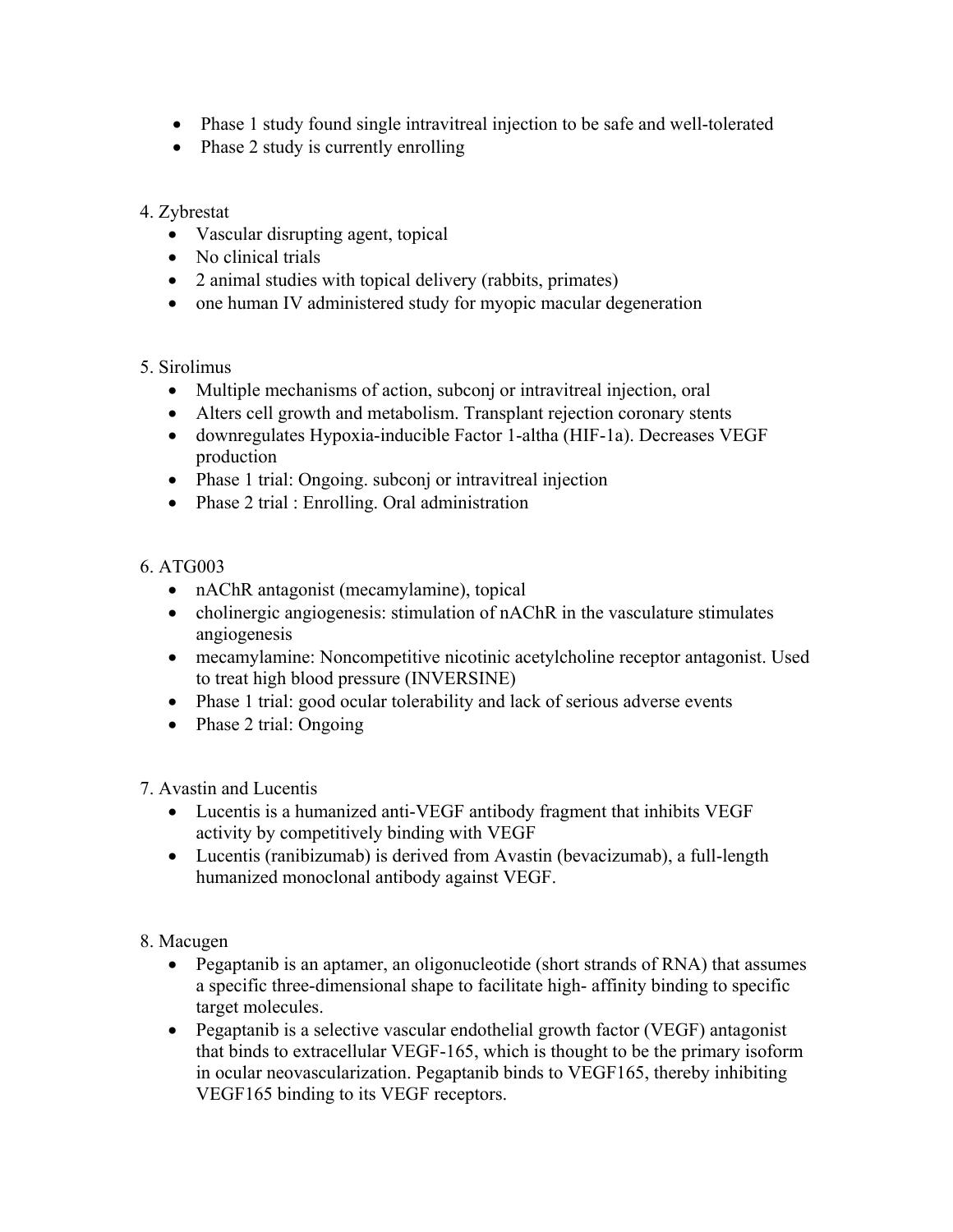- Phase 1 study found single intravitreal injection to be safe and well-tolerated
- Phase 2 study is currently enrolling

4. Zybrestat
   - Vascular disrupting agent, topical
   - No clinical trials
   - 2 animal studies with topical delivery (rabbits, primates)
   - one human IV administered study for myopic macular degeneration

5. Sirolimus
   - Multiple mechanisms of action, subconj or intravitreal injection, oral
   - Alters cell growth and metabolism. Transplant rejection coronary stents
   - downregulates Hypoxia-inducible Factor 1-altha (HIF-1a). Decreases VEGF production
   - Phase 1 trial: Ongoing. subconj or intravitreal injection
   - Phase 2 trial : Enrolling. Oral administration

6. ATG003
   - nAChR antagonist (mecamylamine), topical
   - cholinergic angiogenesis: stimulation of nAChR in the vasculature stimulates angiogenesis
   - mecamylamine: Noncompetitive nicotinic acetylcholine receptor antagonist. Used to treat high blood pressure (INVERSINE)
   - Phase 1 trial: good ocular tolerability and lack of serious adverse events
   - Phase 2 trial: Ongoing

7. Avastin and Lucentis
   - Lucentis is a humanized anti-VEGF antibody fragment that inhibits VEGF activity by competitively binding with VEGF
   - Lucentis (ranibizumab) is derived from Avastin (bevacizumab), a full-length humanized monoclonal antibody against VEGF.

8. Macugen
   - Pegaptanib is an aptamer, an oligonucleotide (short strands of RNA) that assumes a specific three-dimensional shape to facilitate high- affinity binding to specific target molecules.
   - Pegaptanib is a selective vascular endothelial growth factor (VEGF) antagonist that binds to extracellular VEGF-165, which is thought to be the primary isoform in ocular neovascularization. Pegaptanib binds to VEGF165, thereby inhibiting VEGF165 binding to its VEGF receptors.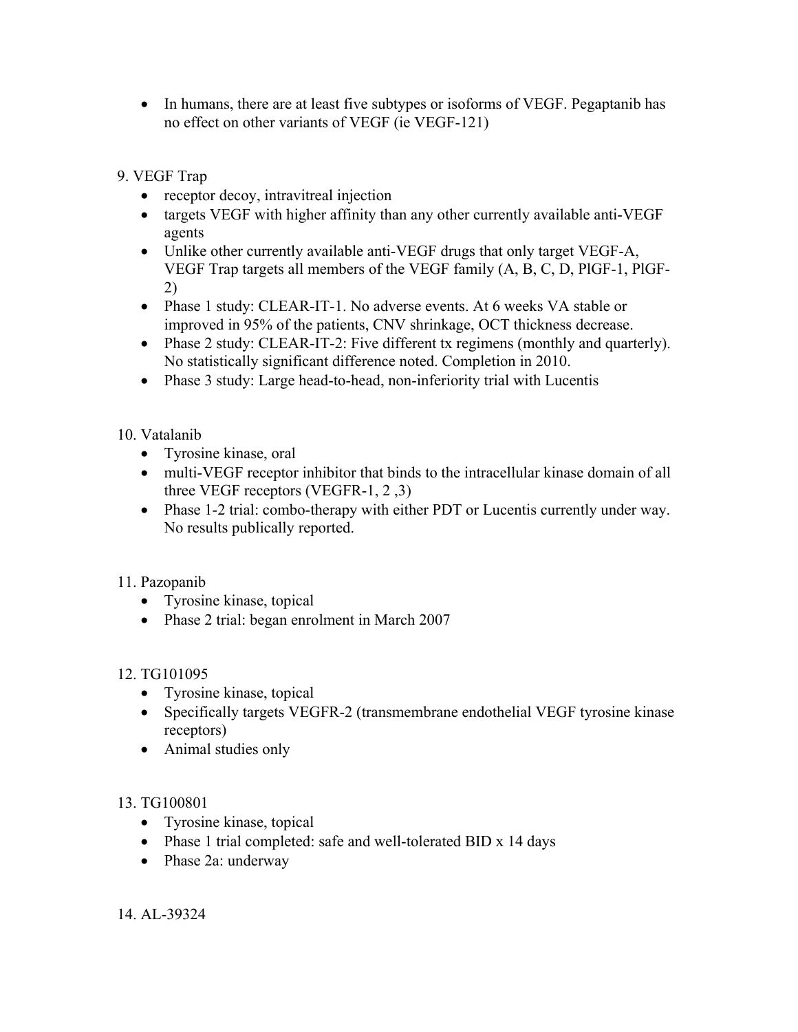- In humans, there are at least five subtypes or isoforms of VEGF. Pegaptanib has no effect on other variants of VEGF (ie VEGF-121)

9. VEGF Trap
   - receptor decoy, intravitreal injection
   - targets VEGF with higher affinity than any other currently available anti-VEGF agents
   - Unlike other currently available anti-VEGF drugs that only target VEGF-A, VEGF Trap targets all members of the VEGF family (A, B, C, D, PlGF-1, PlGF-2)
   - Phase 1 study: CLEAR-IT-1. No adverse events. At 6 weeks VA stable or improved in 95% of the patients, CNV shrinkage, OCT thickness decrease.
   - Phase 2 study: CLEAR-IT-2: Five different tx regimens (monthly and quarterly). No statistically significant difference noted. Completion in 2010.
   - Phase 3 study: Large head-to-head, non-inferiority trial with Lucentis

10. Vatalanib
    - Tyrosine kinase, oral
    - multi-VEGF receptor inhibitor that binds to the intracellular kinase domain of all three VEGF receptors (VEGFR-1, 2 ,3)
    - Phase 1-2 trial: combo-therapy with either PDT or Lucentis currently under way. No results publically reported.

11. Pazopanib
    - Tyrosine kinase, topical
    - Phase 2 trial: began enrolment in March 2007

12. TG101095
    - Tyrosine kinase, topical
    - Specifically targets VEGFR-2 (transmembrane endothelial VEGF tyrosine kinase receptors)
    - Animal studies only

13. TG100801
    - Tyrosine kinase, topical
    - Phase 1 trial completed: safe and well-tolerated BID x 14 days
    - Phase 2a: underway

14. AL-39324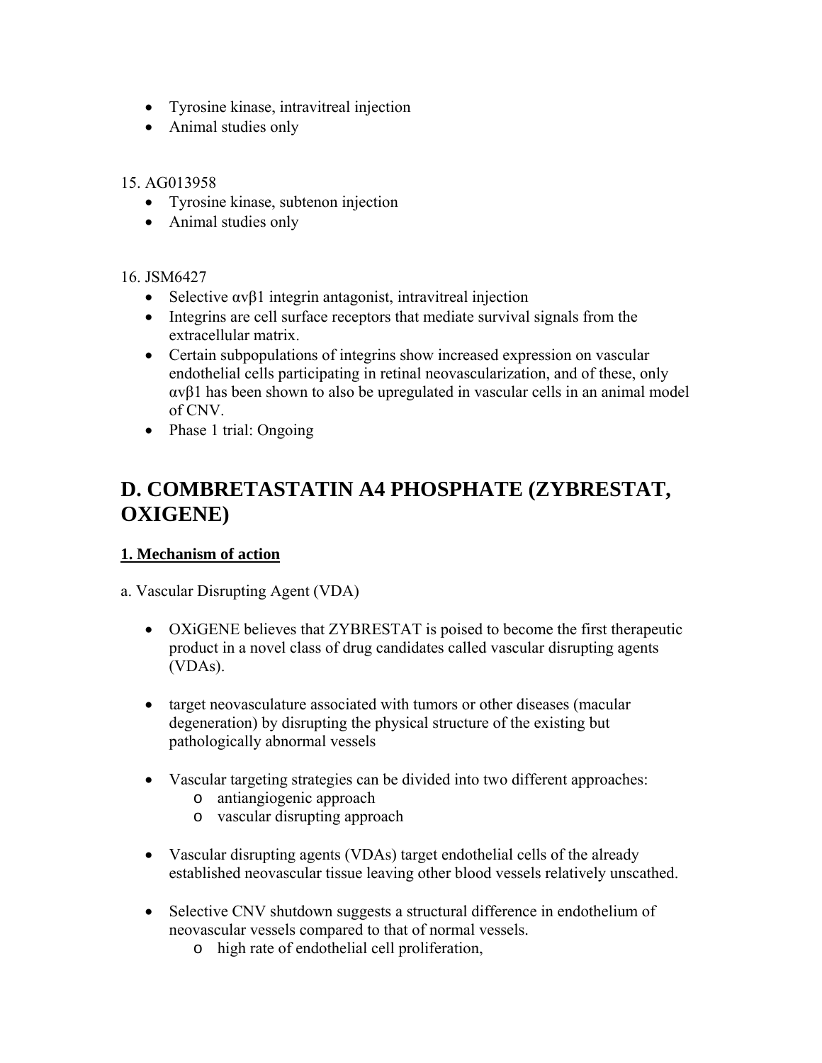- Tyrosine kinase, intravitreal injection
- Animal studies only

15. AG013958
    - Tyrosine kinase, subtenon injection
    - Animal studies only

16. JSM6427
    - Selective $\alpha v\beta 1$ integrin antagonist, intravitreal injection
    - Integrins are cell surface receptors that mediate survival signals from the extracellular matrix.
    - Certain subpopulations of integrins show increased expression on vascular endothelial cells participating in retinal neovascularization, and of these, only $\alpha v\beta 1$ has been shown to also be upregulated in vascular cells in an animal model of CNV.
    - Phase 1 trial: Ongoing

# D. COMBRETASTATIN A4 PHOSPHATE (ZYBRESTAT, OXIGENE)

**1. Mechanism of action**

a. Vascular Disrupting Agent (VDA)

- OXiGENE believes that ZYBRESTAT is poised to become the first therapeutic product in a novel class of drug candidates called vascular disrupting agents (VDAs).

- target neovasculature associated with tumors or other diseases (macular degeneration) by disrupting the physical structure of the existing but pathologically abnormal vessels

- Vascular targeting strategies can be divided into two different approaches:
  - antiangiogenic approach
  - vascular disrupting approach

- Vascular disrupting agents (VDAs) target endothelial cells of the already established neovascular tissue leaving other blood vessels relatively unscathed.

- Selective CNV shutdown suggests a structural difference in endothelium of neovascular vessels compared to that of normal vessels.
  - high rate of endothelial cell proliferation,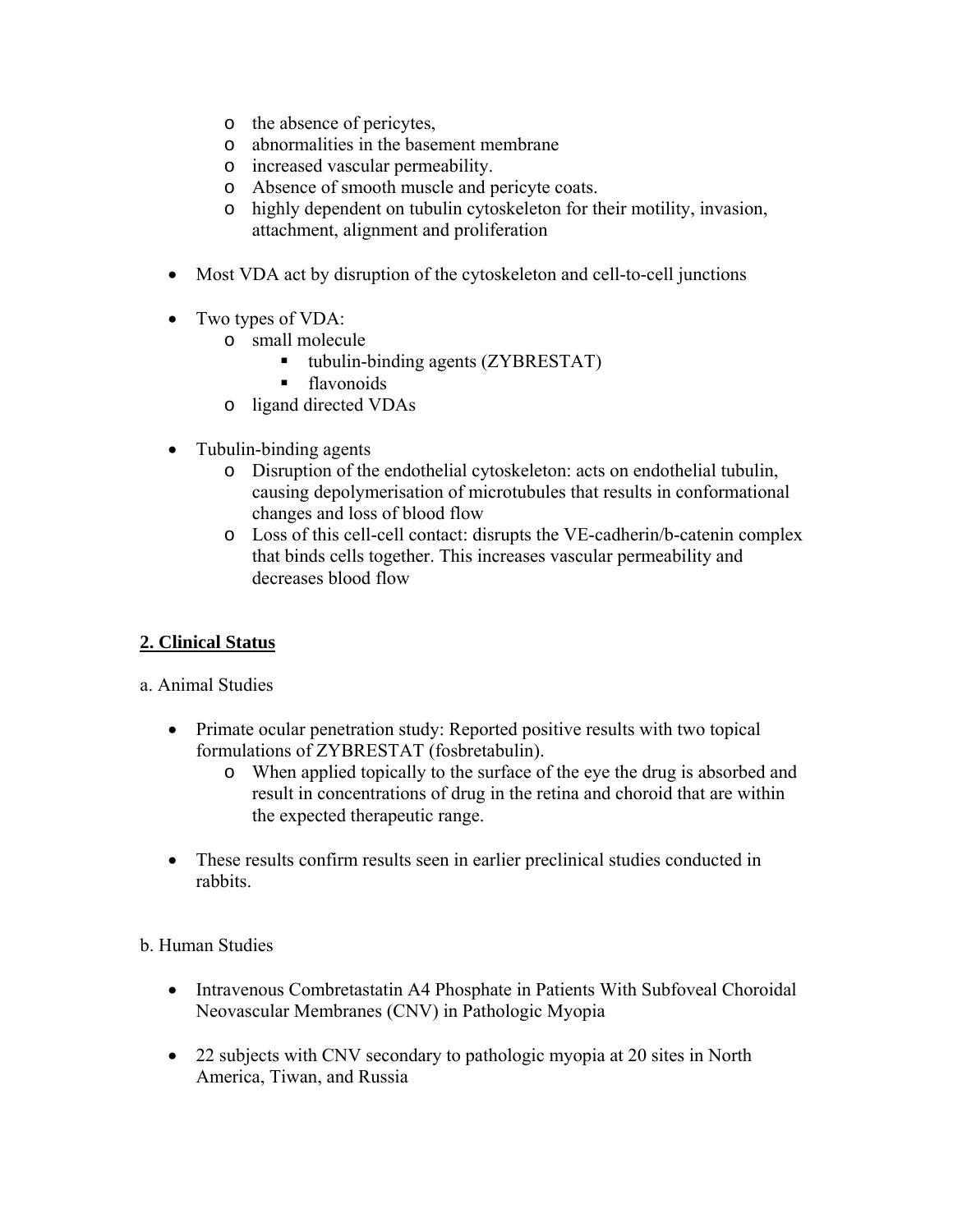- the absence of pericytes,
    - abnormalities in the basement membrane
    - increased vascular permeability.
    - Absence of smooth muscle and pericyte coats.
    - highly dependent on tubulin cytoskeleton for their motility, invasion, attachment, alignment and proliferation

- Most VDA act by disruption of the cytoskeleton and cell-to-cell junctions

- Two types of VDA:
    - small molecule
        - tubulin-binding agents (ZYBRESTAT)
        - flavonoids
    - ligand directed VDAs

- Tubulin-binding agents
    - Disruption of the endothelial cytoskeleton: acts on endothelial tubulin, causing depolymerisation of microtubules that results in conformational changes and loss of blood flow
    - Loss of this cell-cell contact: disrupts the VE-cadherin/b-catenin complex that binds cells together. This increases vascular permeability and decreases blood flow

## 2. Clinical Status

a. Animal Studies

- Primate ocular penetration study: Reported positive results with two topical formulations of ZYBRESTAT (fosbretabulin).
    - When applied topically to the surface of the eye the drug is absorbed and result in concentrations of drug in the retina and choroid that are within the expected therapeutic range.

- These results confirm results seen in earlier preclinical studies conducted in rabbits.

b. Human Studies

- Intravenous Combretastatin A4 Phosphate in Patients With Subfoveal Choroidal Neovascular Membranes (CNV) in Pathologic Myopia

- 22 subjects with CNV secondary to pathologic myopia at 20 sites in North America, Tiwan, and Russia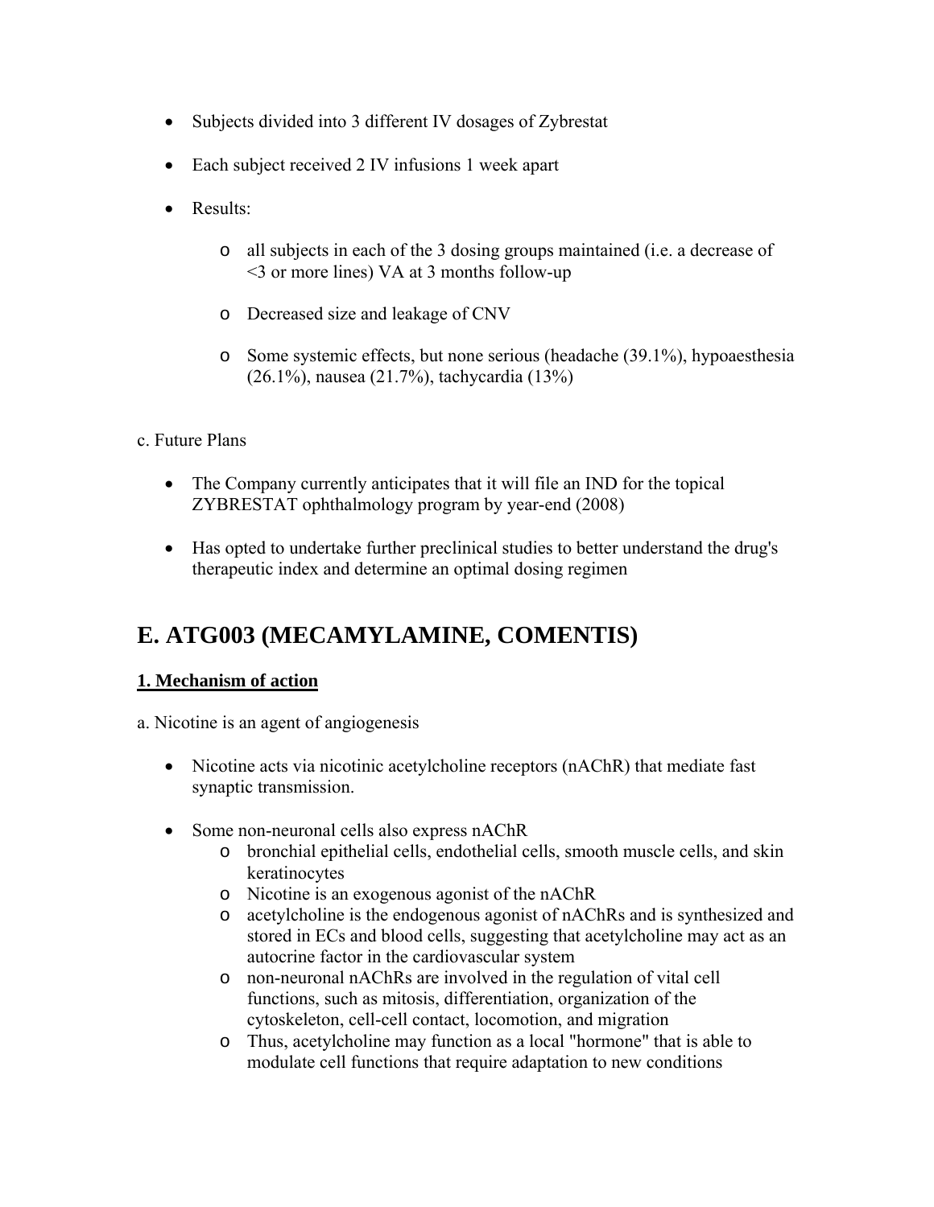- Subjects divided into 3 different IV dosages of Zybrestat
- Each subject received 2 IV infusions 1 week apart
- Results:
  - all subjects in each of the 3 dosing groups maintained (i.e. a decrease of <3 or more lines) VA at 3 months follow-up
  - Decreased size and leakage of CNV
  - Some systemic effects, but none serious (headache (39.1%), hypoaesthesia (26.1%), nausea (21.7%), tachycardia (13%)

c. Future Plans

- The Company currently anticipates that it will file an IND for the topical ZYBRESTAT ophthalmology program by year-end (2008)
- Has opted to undertake further preclinical studies to better understand the drug's therapeutic index and determine an optimal dosing regimen

# E. ATG003 (MECAMYLAMINE, COMENTIS)

**1. Mechanism of action**

a. Nicotine is an agent of angiogenesis

- Nicotine acts via nicotinic acetylcholine receptors (nAChR) that mediate fast synaptic transmission.
- Some non-neuronal cells also express nAChR
  - bronchial epithelial cells, endothelial cells, smooth muscle cells, and skin keratinocytes
  - Nicotine is an exogenous agonist of the nAChR
  - acetylcholine is the endogenous agonist of nAChRs and is synthesized and stored in ECs and blood cells, suggesting that acetylcholine may act as an autocrine factor in the cardiovascular system
  - non-neuronal nAChRs are involved in the regulation of vital cell functions, such as mitosis, differentiation, organization of the cytoskeleton, cell-cell contact, locomotion, and migration
  - Thus, acetylcholine may function as a local "hormone" that is able to modulate cell functions that require adaptation to new conditions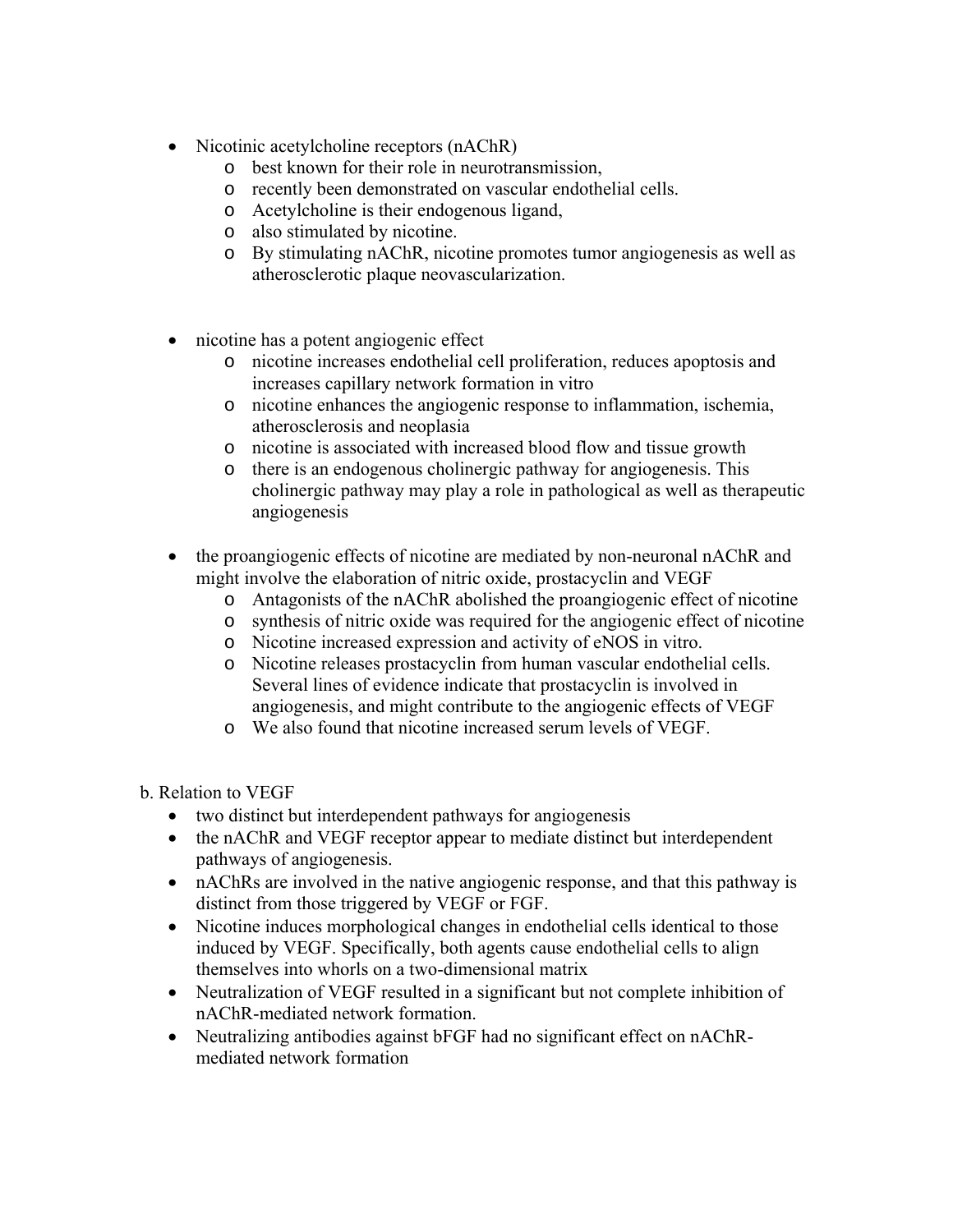- Nicotinic acetylcholine receptors (nAChR)
  - best known for their role in neurotransmission,
  - recently been demonstrated on vascular endothelial cells.
  - Acetylcholine is their endogenous ligand,
  - also stimulated by nicotine.
  - By stimulating nAChR, nicotine promotes tumor angiogenesis as well as atherosclerotic plaque neovascularization.

- nicotine has a potent angiogenic effect
  - nicotine increases endothelial cell proliferation, reduces apoptosis and increases capillary network formation in vitro
  - nicotine enhances the angiogenic response to inflammation, ischemia, atherosclerosis and neoplasia
  - nicotine is associated with increased blood flow and tissue growth
  - there is an endogenous cholinergic pathway for angiogenesis. This cholinergic pathway may play a role in pathological as well as therapeutic angiogenesis

- the proangiogenic effects of nicotine are mediated by non-neuronal nAChR and might involve the elaboration of nitric oxide, prostacyclin and VEGF
  - Antagonists of the nAChR abolished the proangiogenic effect of nicotine
  - synthesis of nitric oxide was required for the angiogenic effect of nicotine
  - Nicotine increased expression and activity of eNOS in vitro.
  - Nicotine releases prostacyclin from human vascular endothelial cells. Several lines of evidence indicate that prostacyclin is involved in angiogenesis, and might contribute to the angiogenic effects of VEGF
  - We also found that nicotine increased serum levels of VEGF.

b. Relation to VEGF

- two distinct but interdependent pathways for angiogenesis
- the nAChR and VEGF receptor appear to mediate distinct but interdependent pathways of angiogenesis.
- nAChRs are involved in the native angiogenic response, and that this pathway is distinct from those triggered by VEGF or FGF.
- Nicotine induces morphological changes in endothelial cells identical to those induced by VEGF. Specifically, both agents cause endothelial cells to align themselves into whorls on a two-dimensional matrix
- Neutralization of VEGF resulted in a significant but not complete inhibition of nAChR-mediated network formation.
- Neutralizing antibodies against bFGF had no significant effect on nAChR-mediated network formation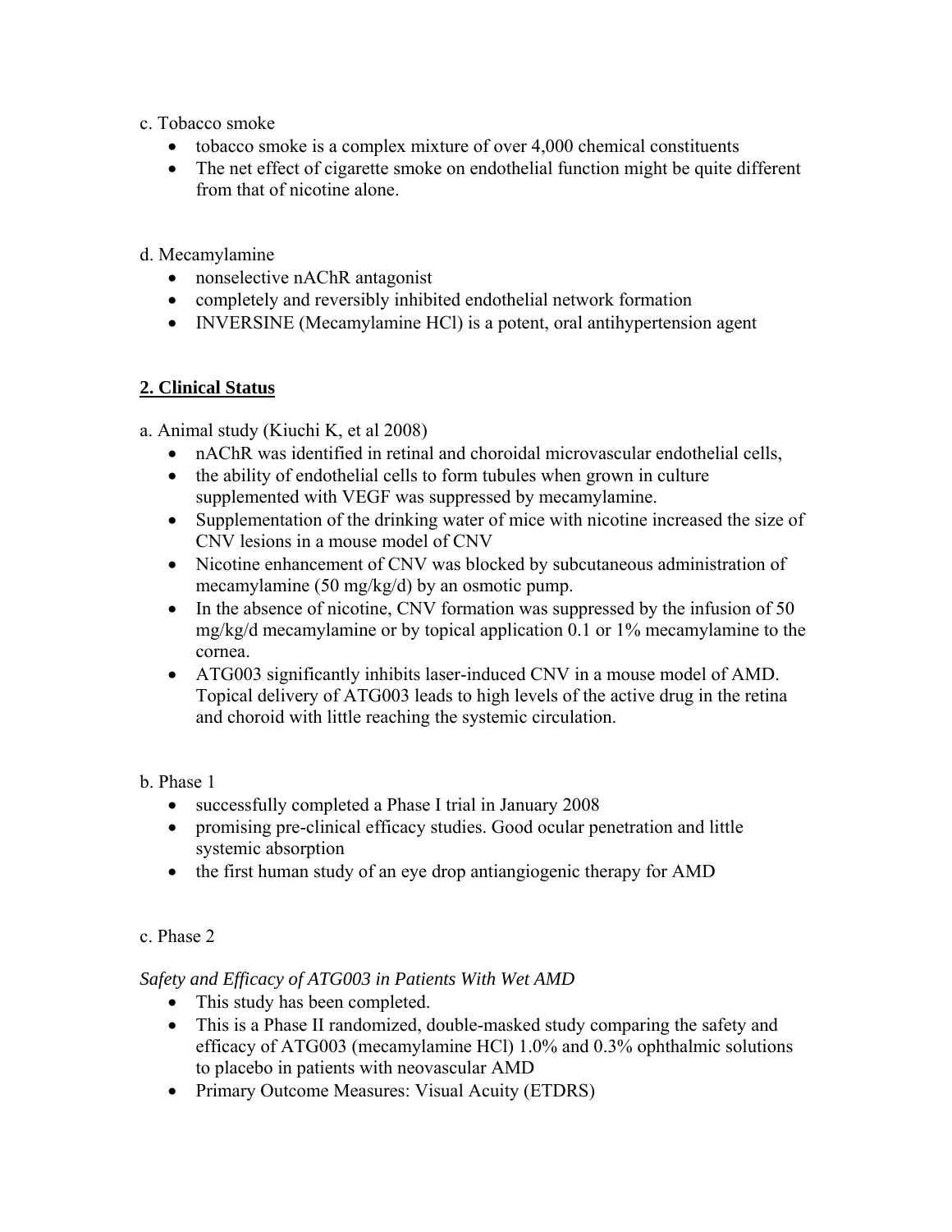c. Tobacco smoke

- tobacco smoke is a complex mixture of over 4,000 chemical constituents
- The net effect of cigarette smoke on endothelial function might be quite different from that of nicotine alone.

d. Mecamylamine

- nonselective nAChR antagonist
- completely and reversibly inhibited endothelial network formation
- INVERSINE (Mecamylamine HCl) is a potent, oral antihypertension agent

## **<u>2. Clinical Status</u>**

a. Animal study (Kiuchi K, et al 2008)

- nAChR was identified in retinal and choroidal microvascular endothelial cells,
- the ability of endothelial cells to form tubules when grown in culture supplemented with VEGF was suppressed by mecamylamine.
- Supplementation of the drinking water of mice with nicotine increased the size of CNV lesions in a mouse model of CNV
- Nicotine enhancement of CNV was blocked by subcutaneous administration of mecamylamine (50 mg/kg/d) by an osmotic pump.
- In the absence of nicotine, CNV formation was suppressed by the infusion of 50 mg/kg/d mecamylamine or by topical application 0.1 or 1% mecamylamine to the cornea.
- ATG003 significantly inhibits laser-induced CNV in a mouse model of AMD. Topical delivery of ATG003 leads to high levels of the active drug in the retina and choroid with little reaching the systemic circulation.

b. Phase 1

- successfully completed a Phase I trial in January 2008
- promising pre-clinical efficacy studies. Good ocular penetration and little systemic absorption
- the first human study of an eye drop antiangiogenic therapy for AMD

c. Phase 2

*Safety and Efficacy of ATG003 in Patients With Wet AMD*

- This study has been completed.
- This is a Phase II randomized, double-masked study comparing the safety and efficacy of ATG003 (mecamylamine HCl) 1.0% and 0.3% ophthalmic solutions to placebo in patients with neovascular AMD
- Primary Outcome Measures: Visual Acuity (ETDRS)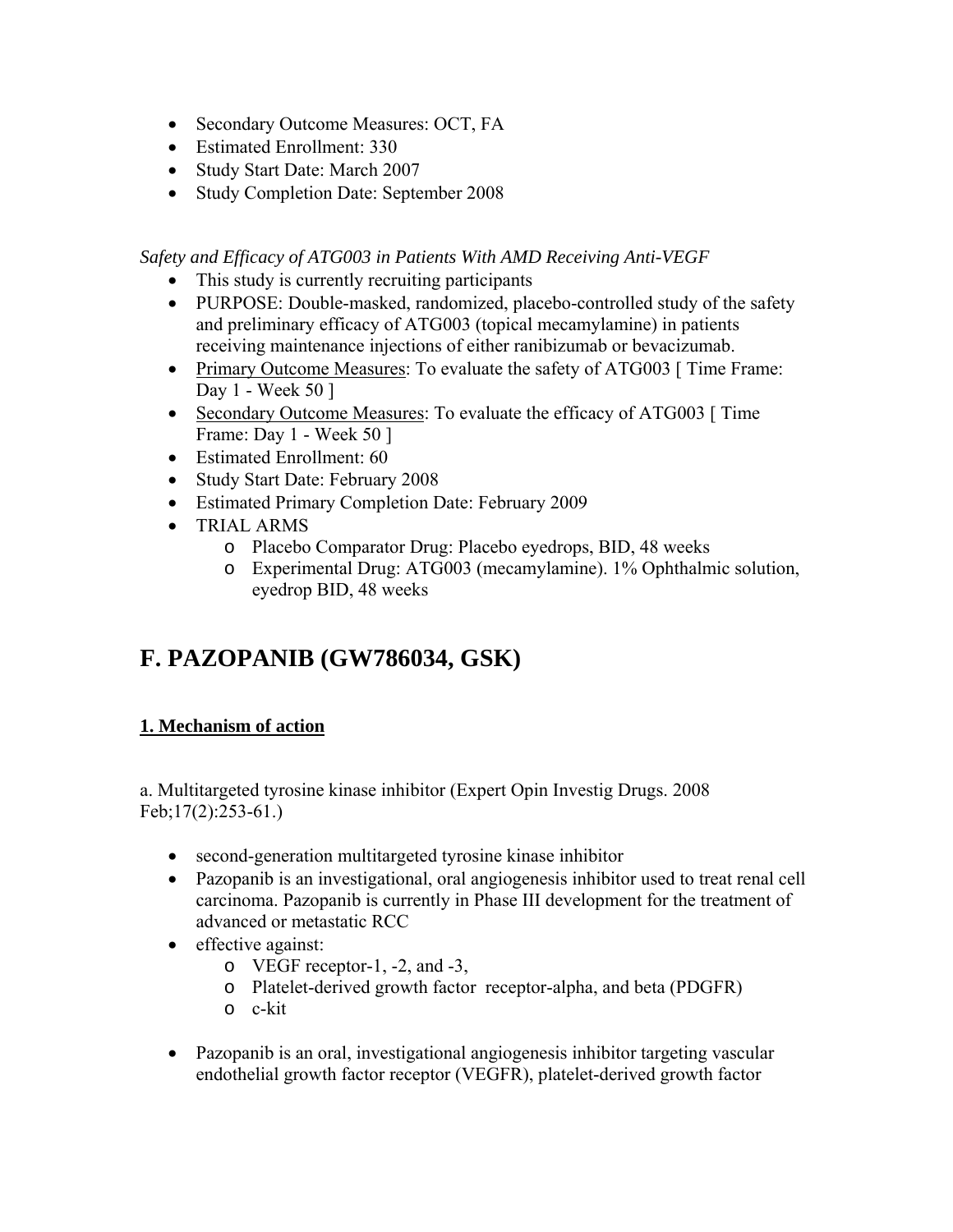- Secondary Outcome Measures: OCT, FA
- Estimated Enrollment: 330
- Study Start Date: March 2007
- Study Completion Date: September 2008

*Safety and Efficacy of ATG003 in Patients With AMD Receiving Anti-VEGF*

- This study is currently recruiting participants
- PURPOSE: Double-masked, randomized, placebo-controlled study of the safety and preliminary efficacy of ATG003 (topical mecamylamine) in patients receiving maintenance injections of either ranibizumab or bevacizumab.
- <u>Primary Outcome Measures</u>: To evaluate the safety of ATG003 [ Time Frame: Day 1 - Week 50 ]
- <u>Secondary Outcome Measures</u>: To evaluate the efficacy of ATG003 [ Time Frame: Day 1 - Week 50 ]
- Estimated Enrollment: 60
- Study Start Date: February 2008
- Estimated Primary Completion Date: February 2009
- TRIAL ARMS
  - Placebo Comparator Drug: Placebo eyedrops, BID, 48 weeks
  - Experimental Drug: ATG003 (mecamylamine). 1% Ophthalmic solution, eyedrop BID, 48 weeks

# F. PAZOPANIB (GW786034, GSK)

### <u>1. Mechanism of action</u>

a. Multitargeted tyrosine kinase inhibitor (Expert Opin Investig Drugs. 2008 Feb;17(2):253-61.)

- second-generation multitargeted tyrosine kinase inhibitor
- Pazopanib is an investigational, oral angiogenesis inhibitor used to treat renal cell carcinoma. Pazopanib is currently in Phase III development for the treatment of advanced or metastatic RCC
- effective against:
  - VEGF receptor-1, -2, and -3,
  - Platelet-derived growth factor receptor-alpha, and beta (PDGFR)
  - c-kit

- Pazopanib is an oral, investigational angiogenesis inhibitor targeting vascular endothelial growth factor receptor (VEGFR), platelet-derived growth factor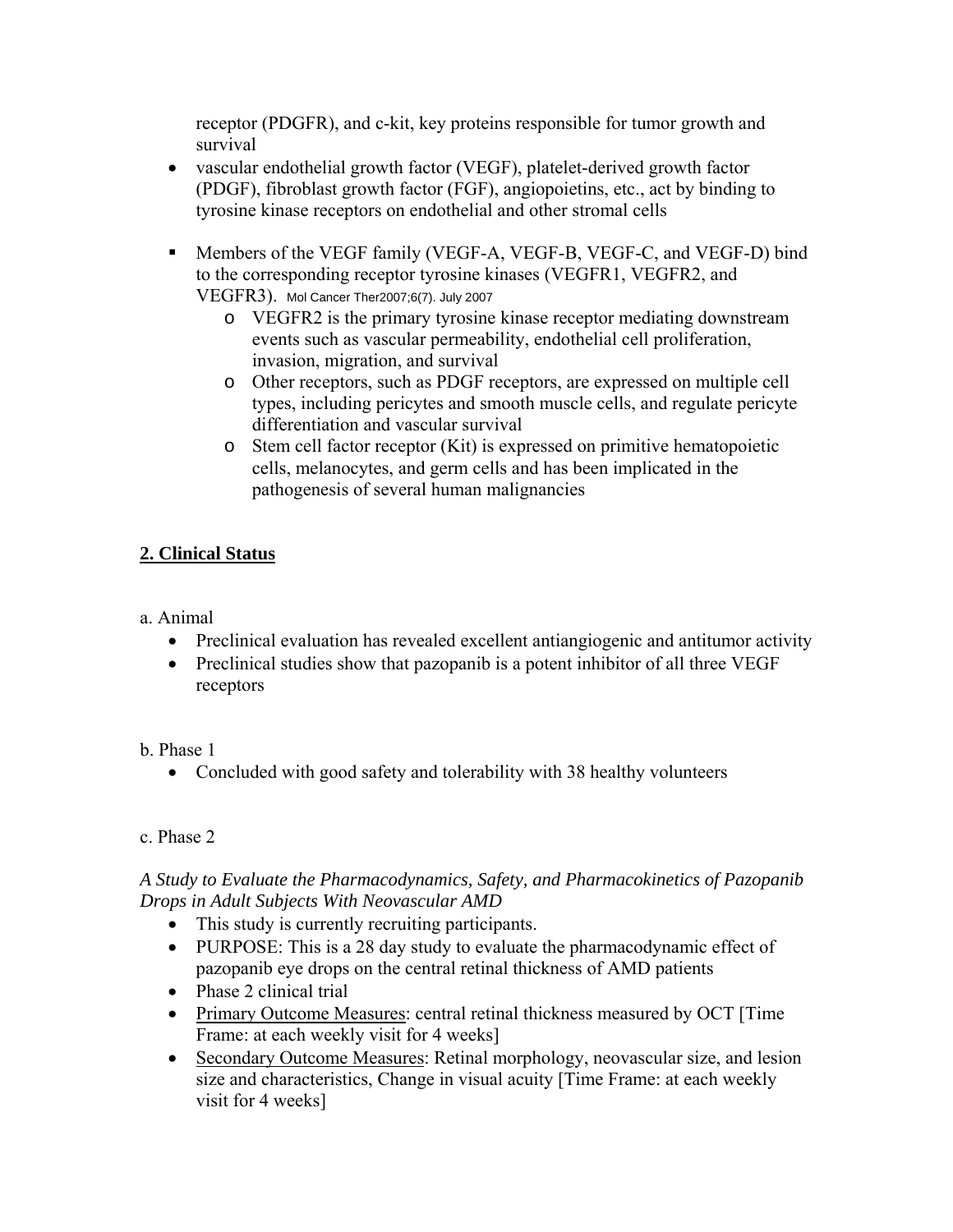receptor (PDGFR), and c-kit, key proteins responsible for tumor growth and survival

- vascular endothelial growth factor (VEGF), platelet-derived growth factor (PDGF), fibroblast growth factor (FGF), angiopoietins, etc., act by binding to tyrosine kinase receptors on endothelial and other stromal cells

- Members of the VEGF family (VEGF-A, VEGF-B, VEGF-C, and VEGF-D) bind to the corresponding receptor tyrosine kinases (VEGFR1, VEGFR2, and VEGFR3). Mol Cancer Ther2007;6(7). July 2007
    - VEGFR2 is the primary tyrosine kinase receptor mediating downstream events such as vascular permeability, endothelial cell proliferation, invasion, migration, and survival
    - Other receptors, such as PDGF receptors, are expressed on multiple cell types, including pericytes and smooth muscle cells, and regulate pericyte differentiation and vascular survival
    - Stem cell factor receptor (Kit) is expressed on primitive hematopoietic cells, melanocytes, and germ cells and has been implicated in the pathogenesis of several human malignancies

## 2. Clinical Status

a. Animal

- Preclinical evaluation has revealed excellent antiangiogenic and antitumor activity
- Preclinical studies show that pazopanib is a potent inhibitor of all three VEGF receptors

b. Phase 1

- Concluded with good safety and tolerability with 38 healthy volunteers

c. Phase 2

*A Study to Evaluate the Pharmacodynamics, Safety, and Pharmacokinetics of Pazopanib Drops in Adult Subjects With Neovascular AMD*

- This study is currently recruiting participants.
- PURPOSE: This is a 28 day study to evaluate the pharmacodynamic effect of pazopanib eye drops on the central retinal thickness of AMD patients
- Phase 2 clinical trial
- Primary Outcome Measures: central retinal thickness measured by OCT [Time Frame: at each weekly visit for 4 weeks]
- Secondary Outcome Measures: Retinal morphology, neovascular size, and lesion size and characteristics, Change in visual acuity [Time Frame: at each weekly visit for 4 weeks]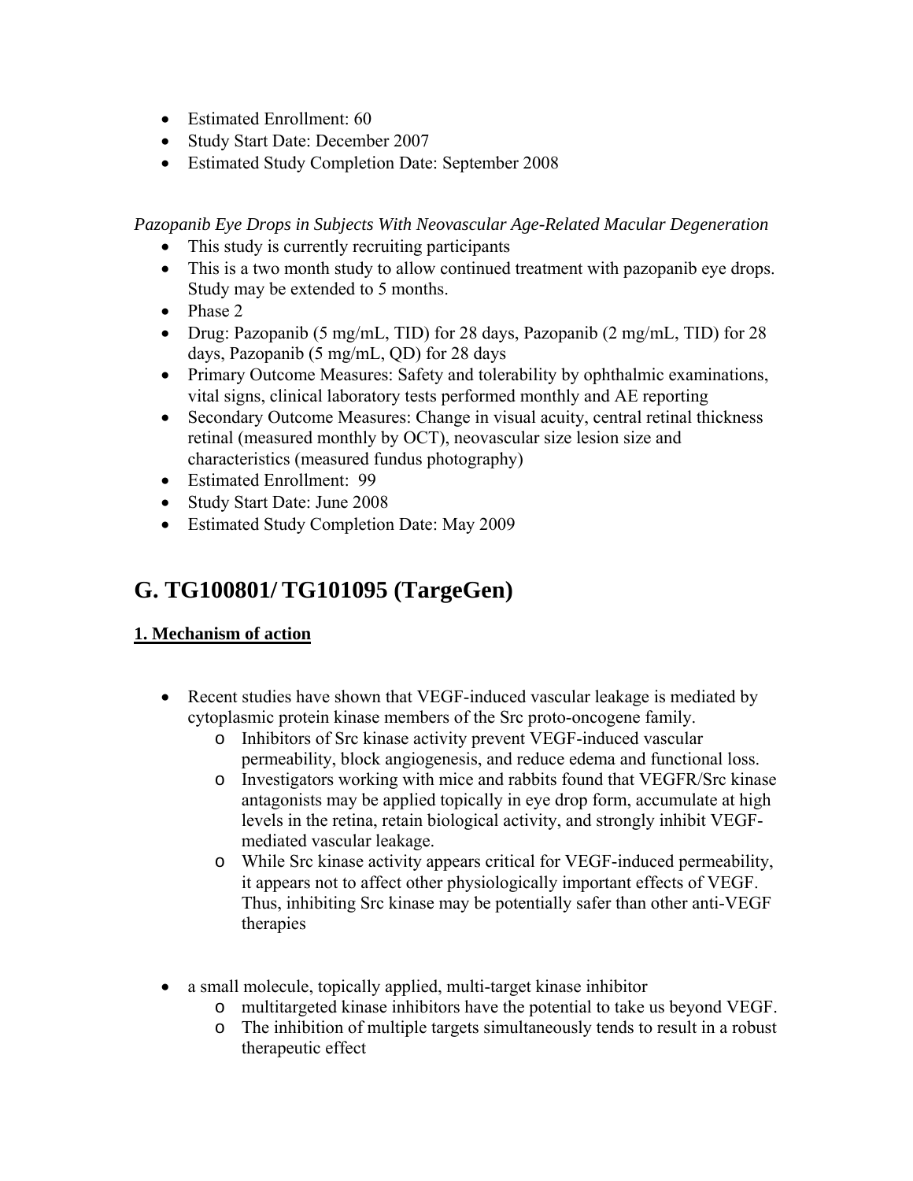- Estimated Enrollment: 60
- Study Start Date: December 2007
- Estimated Study Completion Date: September 2008

*Pazopanib Eye Drops in Subjects With Neovascular Age-Related Macular Degeneration*

- This study is currently recruiting participants
- This is a two month study to allow continued treatment with pazopanib eye drops. Study may be extended to 5 months.
- Phase 2
- Drug: Pazopanib (5 mg/mL, TID) for 28 days, Pazopanib (2 mg/mL, TID) for 28 days, Pazopanib (5 mg/mL, QD) for 28 days
- Primary Outcome Measures: Safety and tolerability by ophthalmic examinations, vital signs, clinical laboratory tests performed monthly and AE reporting
- Secondary Outcome Measures: Change in visual acuity, central retinal thickness retinal (measured monthly by OCT), neovascular size lesion size and characteristics (measured fundus photography)
- Estimated Enrollment: 99
- Study Start Date: June 2008
- Estimated Study Completion Date: May 2009

## G. TG100801/ TG101095 (TargeGen)

### 1. Mechanism of action

- Recent studies have shown that VEGF-induced vascular leakage is mediated by cytoplasmic protein kinase members of the Src proto-oncogene family.
  - Inhibitors of Src kinase activity prevent VEGF-induced vascular permeability, block angiogenesis, and reduce edema and functional loss.
  - Investigators working with mice and rabbits found that VEGFR/Src kinase antagonists may be applied topically in eye drop form, accumulate at high levels in the retina, retain biological activity, and strongly inhibit VEGF-mediated vascular leakage.
  - While Src kinase activity appears critical for VEGF-induced permeability, it appears not to affect other physiologically important effects of VEGF. Thus, inhibiting Src kinase may be potentially safer than other anti-VEGF therapies

- a small molecule, topically applied, multi-target kinase inhibitor
  - multitargeted kinase inhibitors have the potential to take us beyond VEGF.
  - The inhibition of multiple targets simultaneously tends to result in a robust therapeutic effect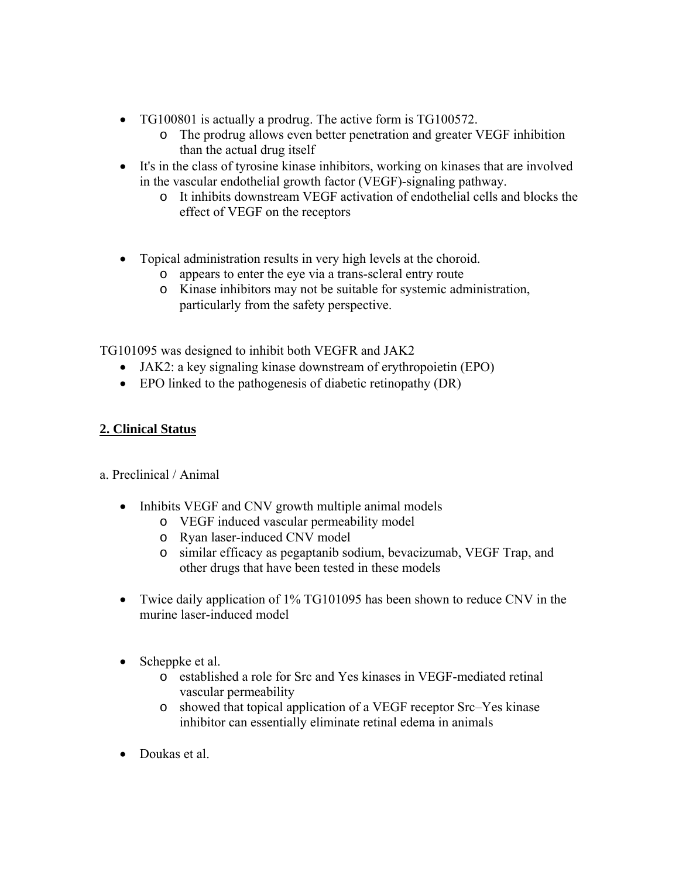- TG100801 is actually a prodrug. The active form is TG100572.
    - The prodrug allows even better penetration and greater VEGF inhibition than the actual drug itself
- It's in the class of tyrosine kinase inhibitors, working on kinases that are involved in the vascular endothelial growth factor (VEGF)-signaling pathway.
    - It inhibits downstream VEGF activation of endothelial cells and blocks the effect of VEGF on the receptors

- Topical administration results in very high levels at the choroid.
    - appears to enter the eye via a trans-scleral entry route
    - Kinase inhibitors may not be suitable for systemic administration, particularly from the safety perspective.

TG101095 was designed to inhibit both VEGFR and JAK2

- JAK2: a key signaling kinase downstream of erythropoietin (EPO)
- EPO linked to the pathogenesis of diabetic retinopathy (DR)

## **2. Clinical Status**

a. Preclinical / Animal

- Inhibits VEGF and CNV growth multiple animal models
    - VEGF induced vascular permeability model
    - Ryan laser-induced CNV model
    - similar efficacy as pegaptanib sodium, bevacizumab, VEGF Trap, and other drugs that have been tested in these models

- Twice daily application of 1% TG101095 has been shown to reduce CNV in the murine laser-induced model

- Scheppke et al.
    - established a role for Src and Yes kinases in VEGF-mediated retinal vascular permeability
    - showed that topical application of a VEGF receptor Src–Yes kinase inhibitor can essentially eliminate retinal edema in animals

- Doukas et al.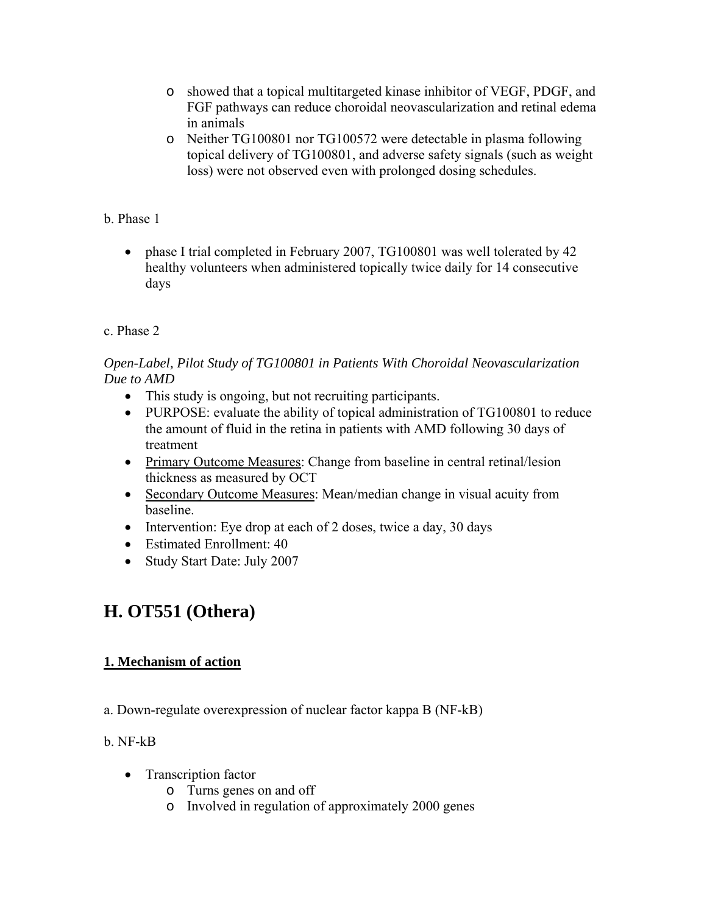- showed that a topical multitargeted kinase inhibitor of VEGF, PDGF, and FGF pathways can reduce choroidal neovascularization and retinal edema in animals
  - Neither TG100801 nor TG100572 were detectable in plasma following topical delivery of TG100801, and adverse safety signals (such as weight loss) were not observed even with prolonged dosing schedules.

b. Phase 1

- phase I trial completed in February 2007, TG100801 was well tolerated by 42 healthy volunteers when administered topically twice daily for 14 consecutive days

c. Phase 2

*Open-Label, Pilot Study of TG100801 in Patients With Choroidal Neovascularization Due to AMD*

- This study is ongoing, but not recruiting participants.
- PURPOSE: evaluate the ability of topical administration of TG100801 to reduce the amount of fluid in the retina in patients with AMD following 30 days of treatment
- <u>Primary Outcome Measures</u>: Change from baseline in central retinal/lesion thickness as measured by OCT
- <u>Secondary Outcome Measures</u>: Mean/median change in visual acuity from baseline.
- Intervention: Eye drop at each of 2 doses, twice a day, 30 days
- Estimated Enrollment: 40
- Study Start Date: July 2007

## H. OT551 (Othera)

**<u>1. Mechanism of action</u>**

a. Down-regulate overexpression of nuclear factor kappa B (NF-kB)

b. NF-kB

- Transcription factor
  - Turns genes on and off
  - Involved in regulation of approximately 2000 genes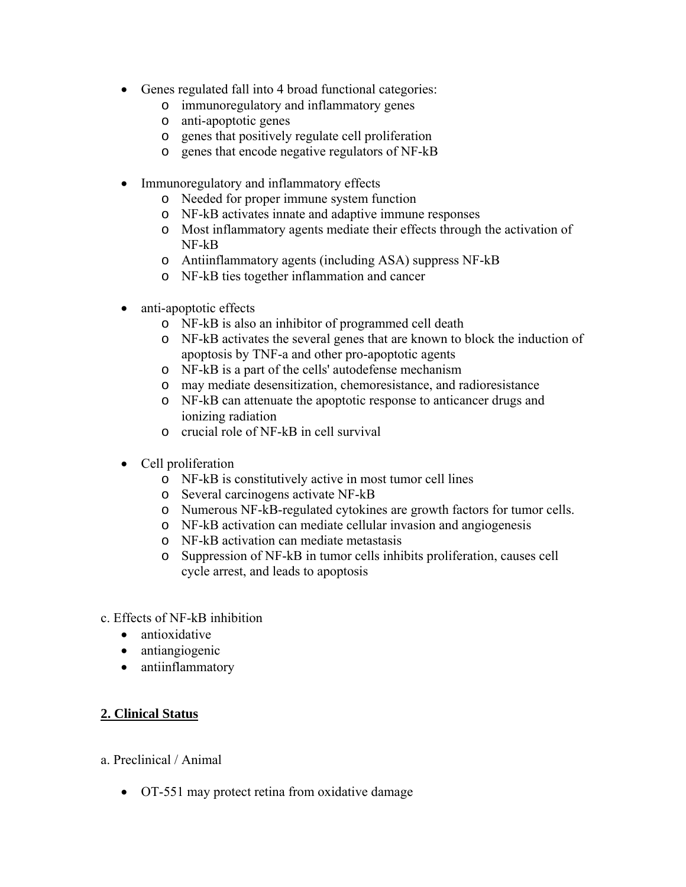- Genes regulated fall into 4 broad functional categories:
    - immunoregulatory and inflammatory genes
    - anti-apoptotic genes
    - genes that positively regulate cell proliferation
    - genes that encode negative regulators of NF-kB

- Immunoregulatory and inflammatory effects
    - Needed for proper immune system function
    - NF-kB activates innate and adaptive immune responses
    - Most inflammatory agents mediate their effects through the activation of NF-kB
    - Antiinflammatory agents (including ASA) suppress NF-kB
    - NF-kB ties together inflammation and cancer

- anti-apoptotic effects
    - NF-kB is also an inhibitor of programmed cell death
    - NF-kB activates the several genes that are known to block the induction of apoptosis by TNF-a and other pro-apoptotic agents
    - NF-kB is a part of the cells' autodefense mechanism
    - may mediate desensitization, chemoresistance, and radioresistance
    - NF-kB can attenuate the apoptotic response to anticancer drugs and ionizing radiation
    - crucial role of NF-kB in cell survival

- Cell proliferation
    - NF-kB is constitutively active in most tumor cell lines
    - Several carcinogens activate NF-kB
    - Numerous NF-kB-regulated cytokines are growth factors for tumor cells.
    - NF-kB activation can mediate cellular invasion and angiogenesis
    - NF-kB activation can mediate metastasis
    - Suppression of NF-kB in tumor cells inhibits proliferation, causes cell cycle arrest, and leads to apoptosis

c. Effects of NF-kB inhibition

- antioxidative
- antiangiogenic
- antiinflammatory

## 2. Clinical Status

a. Preclinical / Animal

- OT-551 may protect retina from oxidative damage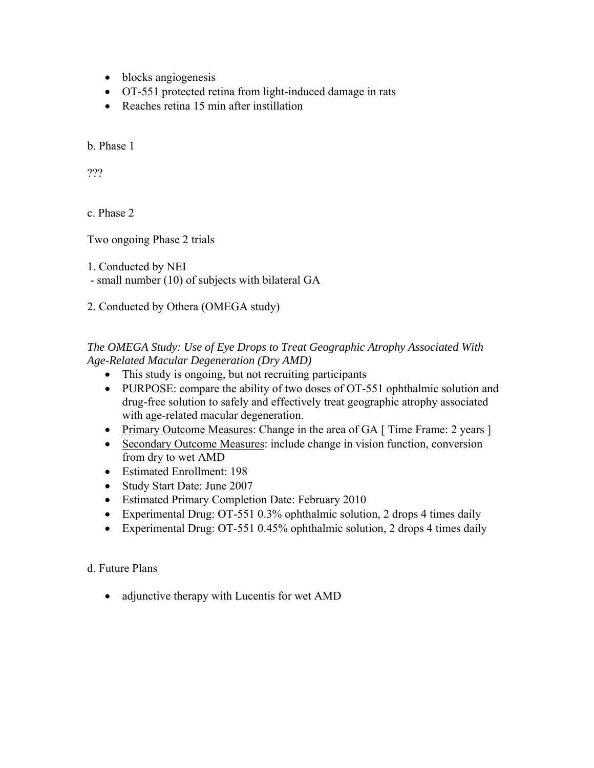- blocks angiogenesis
- OT-551 protected retina from light-induced damage in rats
- Reaches retina 15 min after instillation

b. Phase 1

???

c. Phase 2

Two ongoing Phase 2 trials

1. Conducted by NEI
 - small number (10) of subjects with bilateral GA

2. Conducted by Othera (OMEGA study)

*The OMEGA Study: Use of Eye Drops to Treat Geographic Atrophy Associated With Age-Related Macular Degeneration (Dry AMD)*

- This study is ongoing, but not recruiting participants
- PURPOSE: compare the ability of two doses of OT-551 ophthalmic solution and drug-free solution to safely and effectively treat geographic atrophy associated with age-related macular degeneration.
- <u>Primary Outcome Measures</u>: Change in the area of GA [ Time Frame: 2 years ]
- <u>Secondary Outcome Measures</u>: include change in vision function, conversion from dry to wet AMD
- Estimated Enrollment: 198
- Study Start Date: June 2007
- Estimated Primary Completion Date: February 2010
- Experimental Drug: OT-551 0.3% ophthalmic solution, 2 drops 4 times daily
- Experimental Drug: OT-551 0.45% ophthalmic solution, 2 drops 4 times daily

d. Future Plans

- adjunctive therapy with Lucentis for wet AMD